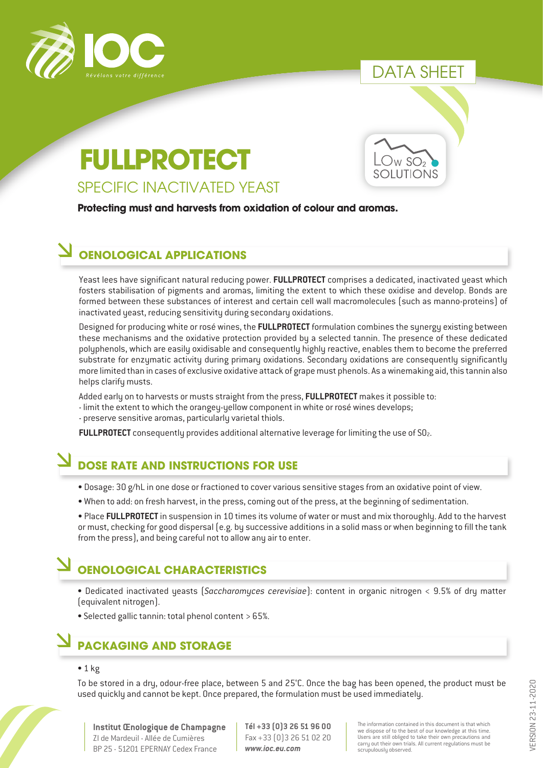DATA SHEET

# FULLPROTECT

## SPECIFIC INACTIVATED YEAST

LOw $SO_2$ SOLUTIONS

**Protecting must and harvests from oxidation of colour and aromas.**

## OENOLOGICAL APPLICATIONS

Yeast lees have significant natural reducing power. **FULLPROTECT** comprises a dedicated, inactivated yeast which fosters stabilisation of pigments and aromas, limiting the extent to which these oxidise and develop. Bonds are formed between these substances of interest and certain cell wall macromolecules (such as manno-proteins) of inactivated yeast, reducing sensitivity during secondary oxidations.

Designed for producing white or rosé wines, the **FULLPROTECT** formulation combines the synergy existing between these mechanisms and the oxidative protection provided by a selected tannin. The presence of these dedicated polyphenols, which are easily oxidisable and consequently highly reactive, enables them to become the preferred substrate for enzymatic activity during primary oxidations. Secondary oxidations are consequently significantly more limited than in cases of exclusive oxidative attack of grape must phenols. As a winemaking aid, this tannin also helps clarify musts.

Added early on to harvests or musts straight from the press, **FULLPROTECT** makes it possible to:
- limit the extent to which the orangey-yellow component in white or rosé wines develops;
- preserve sensitive aromas, particularly varietal thiols.

**FULLPROTECT** consequently provides additional alternative leverage for limiting the use of $SO_2$.

## DOSE RATE AND INSTRUCTIONS FOR USE

- Dosage: 30 g/hL in one dose or fractioned to cover various sensitive stages from an oxidative point of view.
- When to add: on fresh harvest, in the press, coming out of the press, at the beginning of sedimentation.
- Place **FULLPROTECT** in suspension in 10 times its volume of water or must and mix thoroughly. Add to the harvest or must, checking for good dispersal (e.g. by successive additions in a solid mass or when beginning to fill the tank from the press), and being careful not to allow any air to enter.

## OENOLOGICAL CHARACTERISTICS

- Dedicated inactivated yeasts (*Saccharomyces cerevisiae*): content in organic nitrogen < 9.5% of dry matter (equivalent nitrogen).
- Selected gallic tannin: total phenol content > 65%.

## PACKAGING AND STORAGE

- 1 kg

To be stored in a dry, odour-free place, between 5 and 25°C. Once the bag has been opened, the product must be used quickly and cannot be kept. Once prepared, the formulation must be used immediately.

**Institut Œnologique de Champagne**
ZI de Mardeuil - Allée de Cumières
BP 25 - 51201 EPERNAY Cedex France

**Tél +33 (0)3 26 51 96 00**
Fax +33 (0)3 26 51 02 20
***www.ioc.eu.com***

The information contained in this document is that which we dispose of to the best of our knowledge at this time. Users are still obliged to take their own precautions and carry out their own trials. All current regulations must be scrupulously observed.

VERSION 23-11-2020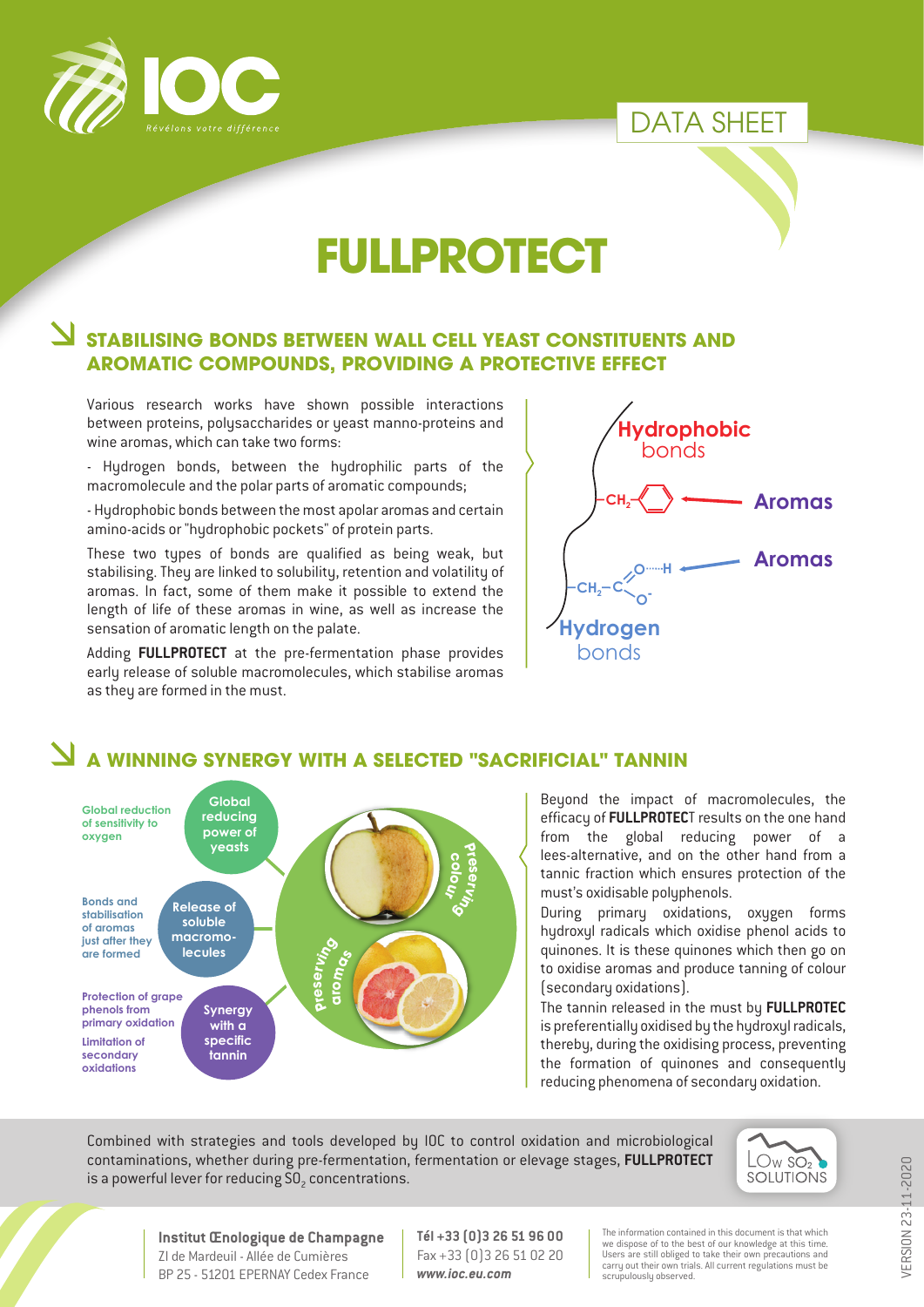DATA SHEET

# FULLPROTECT

## STABILISING BONDS BETWEEN WALL CELL YEAST CONSTITUENTS AND AROMATIC COMPOUNDS, PROVIDING A PROTECTIVE EFFECT

Various research works have shown possible interactions between proteins, polysaccharides or yeast manno-proteins and wine aromas, which can take two forms:

- Hydrogen bonds, between the hydrophilic parts of the macromolecule and the polar parts of aromatic compounds;

- Hydrophobic bonds between the most apolar aromas and certain amino-acids or "hydrophobic pockets" of protein parts.

These two types of bonds are qualified as being weak, but stabilising. They are linked to solubility, retention and volatility of aromas. In fact, some of them make it possible to extend the length of life of these aromas in wine, as well as increase the sensation of aromatic length on the palate.

Adding **FULLPROTECT** at the pre-fermentation phase provides early release of soluble macromolecules, which stabilise aromas as they are formed in the must.

Hydrophobic bonds

Aromas

Aromas

Hydrogen bonds

## A WINNING SYNERGY WITH A SELECTED "SACRIFICIAL" TANNIN

Global reduction of sensitivity to oxygen

Global reducing power of yeasts

Bonds and stabilisation of aromas just after they are formed

Release of soluble macromolecules

Protection of grape phenols from primary oxidation

Limitation of secondary oxidations

Synergy with a specific tannin

Preserving colour

Preserving aromas

Beyond the impact of macromolecules, the efficacy of **FULLPROTEC**T results on the one hand from the global reducing power of a lees-alternative, and on the other hand from a tannic fraction which ensures protection of the must's oxidisable polyphenols.

During primary oxidations, oxygen forms hydroxyl radicals which oxidise phenol acids to quinones. It is these quinones which then go on to oxidise aromas and produce tanning of colour (secondary oxidations).

The tannin released in the must by **FULLPROTEC** is preferentially oxidised by the hydroxyl radicals, thereby, during the oxidising process, preventing the formation of quinones and consequently reducing phenomena of secondary oxidation.

Combined with strategies and tools developed by IOC to control oxidation and microbiological contaminations, whether during pre-fermentation, fermentation or elevage stages, **FULLPROTECT** is a powerful lever for reducing $SO_2$ concentrations.

LOW $SO_2$ SOLUTIONS

**Institut Œnologique de Champagne**
ZI de Mardeuil - Allée de Cumières
BP 25 - 51201 EPERNAY Cedex France

**Tél +33 (0)3 26 51 96 00**
Fax +33 (0)3 26 51 02 20
***www.ioc.eu.com***

The information contained in this document is that which we dispose of to the best of our knowledge at this time. Users are still obliged to take their own precautions and carry out their own trials. All current regulations must be scrupulously observed.

VERSION 23-11-2020